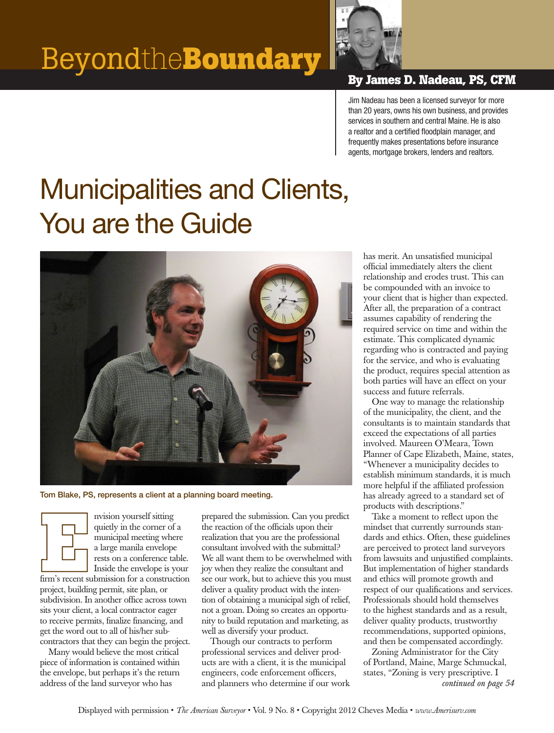# Beyond the Boundary

**By James D. Nadeau, PS, CFM**

Jim Nadeau has been a licensed surveyor for more than 20 years, owns his own business, and provides services in southern and central Maine. He is also a realtor and a certified floodplain manager, and frequently makes presentations before insurance agents, mortgage brokers, lenders and realtors.

## Municipalities and Clients, You are the Guide

Tom Blake, PS, represents a client at a planning board meeting.

Envision yourself sitting quietly in the corner of a municipal meeting where a large manila envelope rests on a conference table. Inside the envelope is your firm's recent submission for a construction project, building permit, site plan, or subdivision. In another office across town sits your client, a local contractor eager to receive permits, finalize financing, and get the word out to all of his/her subcontractors that they can begin the project.

Many would believe the most critical piece of information is contained within the envelope, but perhaps it's the return address of the land surveyor who has prepared the submission. Can you predict the reaction of the officials upon their realization that you are the professional consultant involved with the submittal? We all want them to be overwhelmed with joy when they realize the consultant and see our work, but to achieve this you must deliver a quality product with the intention of obtaining a municipal sigh of relief, not a groan. Doing so creates an opportunity to build reputation and marketing, as well as diversify your product.

Though our contracts to perform professional services and deliver products are with a client, it is the municipal engineers, code enforcement officers, and planners who determine if our work has merit. An unsatisfied municipal official immediately alters the client relationship and erodes trust. This can be compounded with an invoice to your client that is higher than expected. After all, the preparation of a contract assumes capability of rendering the required service on time and within the estimate. This complicated dynamic regarding who is contracted and paying for the service, and who is evaluating the product, requires special attention as both parties will have an effect on your success and future referrals.

One way to manage the relationship of the municipality, the client, and the consultants is to maintain standards that exceed the expectations of all parties involved. Maureen O'Meara, Town Planner of Cape Elizabeth, Maine, states, "Whenever a municipality decides to establish minimum standards, it is much more helpful if the affiliated profession has already agreed to a standard set of products with descriptions."

Take a moment to reflect upon the mindset that currently surrounds standards and ethics. Often, these guidelines are perceived to protect land surveyors from lawsuits and unjustified complaints. But implementation of higher standards and ethics will promote growth and respect of our qualifications and services. Professionals should hold themselves to the highest standards and as a result, deliver quality products, trustworthy recommendations, supported opinions, and then be compensated accordingly.

Zoning Administrator for the City of Portland, Maine, Marge Schmuckal, states, "Zoning is very prescriptive. I

*continued on page 54*

Displayed with permission • *The American Surveyor* • Vol. 9 No. 8 • Copyright 2012 Cheves Media • *www.Amerisurv.com*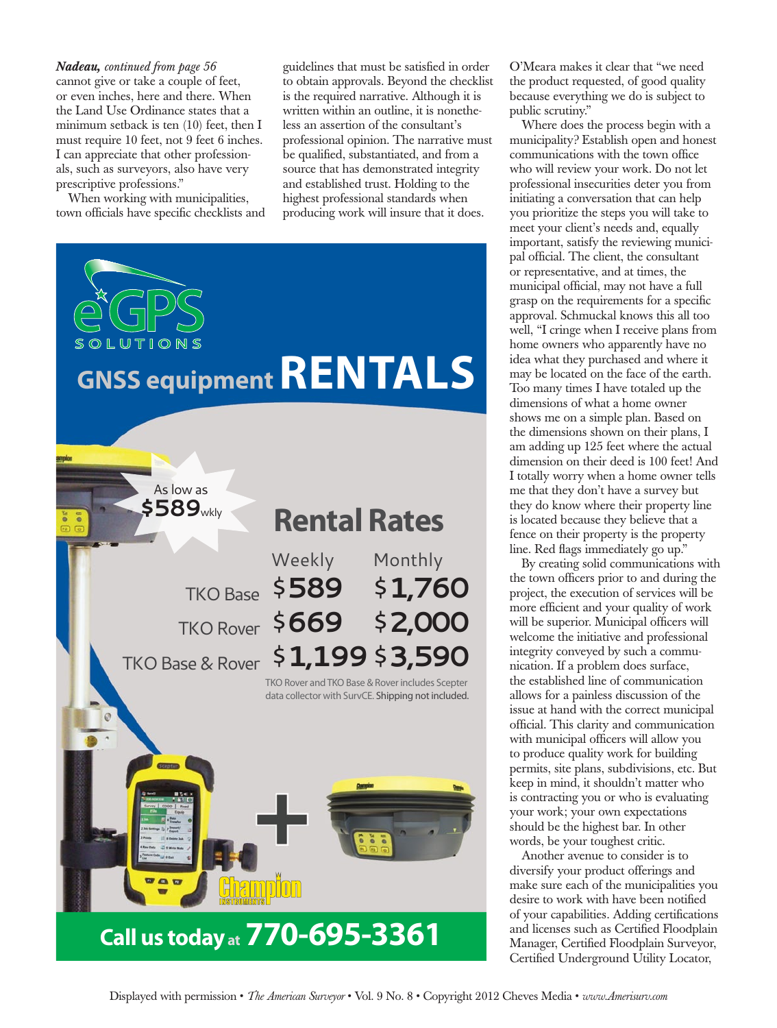***Nadeau,*** *continued from page 56*
cannot give or take a couple of feet, or even inches, here and there. When the Land Use Ordinance states that a minimum setback is ten (10) feet, then I must require 10 feet, not 9 feet 6 inches. I can appreciate that other professionals, such as surveyors, also have very prescriptive professions."

When working with municipalities, town officials have specific checklists and guidelines that must be satisfied in order to obtain approvals. Beyond the checklist is the required narrative. Although it is written within an outline, it is nonetheless an assertion of the consultant's professional opinion. The narrative must be qualified, substantiated, and from a source that has demonstrated integrity and established trust. Holding to the highest professional standards when producing work will insure that it does.

# eGPS SOLUTIONS

## GNSS equipment RENTALS

As low as **$589** wkly

### Rental Rates

| | Weekly | Monthly |
|---|---|---|
| TKO Base | $589 | $1,760 |
| TKO Rover | $669 | $2,000 |
| TKO Base & Rover | $1,199 | $3,590 |

TKO Rover and TKO Base & Rover includes Scepter data collector with SurvCE. Shipping not included.

**Call us today at 770-695-3361**

O'Meara makes it clear that "we need the product requested, of good quality because everything we do is subject to public scrutiny."

Where does the process begin with a municipality? Establish open and honest communications with the town office who will review your work. Do not let professional insecurities deter you from initiating a conversation that can help you prioritize the steps you will take to meet your client's needs and, equally important, satisfy the reviewing municipal official. The client, the consultant or representative, and at times, the municipal official, may not have a full grasp on the requirements for a specific approval. Schmuckal knows this all too well, "I cringe when I receive plans from home owners who apparently have no idea what they purchased and where it may be located on the face of the earth. Too many times I have totaled up the dimensions of what a home owner shows me on a simple plan. Based on the dimensions shown on their plans, I am adding up 125 feet where the actual dimension on their deed is 100 feet! And I totally worry when a home owner tells me that they don't have a survey but they do know where their property line is located because they believe that a fence on their property is the property line. Red flags immediately go up."

By creating solid communications with the town officers prior to and during the project, the execution of services will be more efficient and your quality of work will be superior. Municipal officers will welcome the initiative and professional integrity conveyed by such a communication. If a problem does surface, the established line of communication allows for a painless discussion of the issue at hand with the correct municipal official. This clarity and communication with municipal officers will allow you to produce quality work for building permits, site plans, subdivisions, etc. But keep in mind, it shouldn't matter who is contracting you or who is evaluating your work; your own expectations should be the highest bar. In other words, be your toughest critic.

Another avenue to consider is to diversify your product offerings and make sure each of the municipalities you desire to work with have been notified of your capabilities. Adding certifications and licenses such as Certified Floodplain Manager, Certified Floodplain Surveyor, Certified Underground Utility Locator,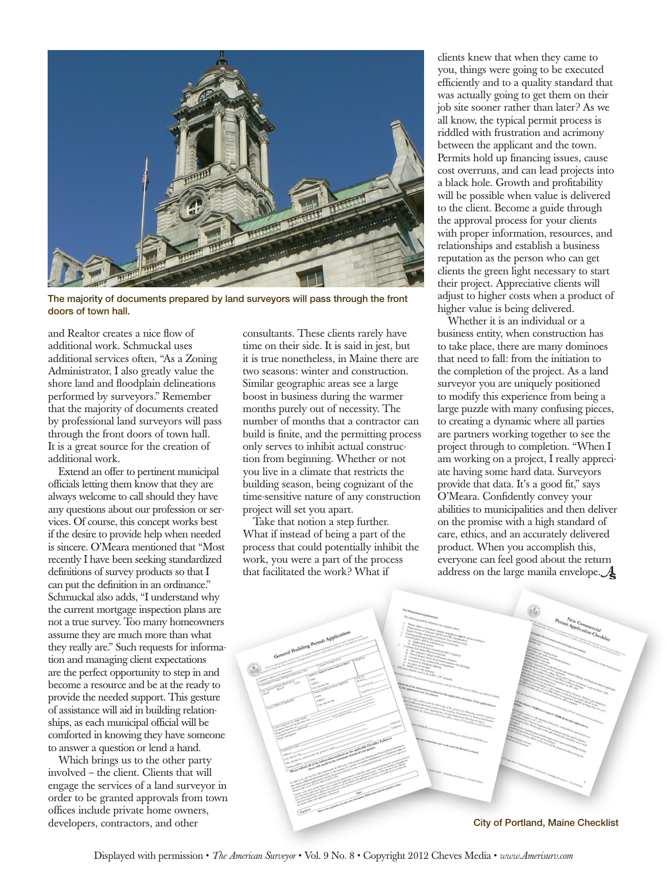The majority of documents prepared by land surveyors will pass through the front doors of town hall.

and Realtor creates a nice flow of additional work. Schmuckal uses additional services often, "As a Zoning Administrator, I also greatly value the shore land and floodplain delineations performed by surveyors." Remember that the majority of documents created by professional land surveyors will pass through the front doors of town hall. It is a great source for the creation of additional work.

Extend an offer to pertinent municipal officials letting them know that they are always welcome to call should they have any questions about our profession or services. Of course, this concept works best if the desire to provide help when needed is sincere. O'Meara mentioned that "Most recently I have been seeking standardized definitions of survey products so that I can put the definition in an ordinance." Schmuckal also adds, "I understand why the current mortgage inspection plans are not a true survey. Too many homeowners assume they are much more than what they really are." Such requests for information and managing client expectations are the perfect opportunity to step in and become a resource and be at the ready to provide the needed support. This gesture of assistance will aid in building relationships, as each municipal official will be comforted in knowing they have someone to answer a question or lend a hand.

Which brings us to the other party involved – the client. Clients that will engage the services of a land surveyor in order to be granted approvals from town offices include private home owners, developers, contractors, and other consultants. These clients rarely have time on their side. It is said in jest, but it is true nonetheless, in Maine there are two seasons: winter and construction. Similar geographic areas see a large boost in business during the warmer months purely out of necessity. The number of months that a contractor can build is finite, and the permitting process only serves to inhibit actual construction from beginning. Whether or not you live in a climate that restricts the building season, being cognizant of the time-sensitive nature of any construction project will set you apart.

Take that notion a step further. What if instead of being a part of the process that could potentially inhibit the work, you were a part of the process that facilitated the work? What if clients knew that when they came to you, things were going to be executed efficiently and to a quality standard that was actually going to get them on their job site sooner rather than later? As we all know, the typical permit process is riddled with frustration and acrimony between the applicant and the town. Permits hold up financing issues, cause cost overruns, and can lead projects into a black hole. Growth and profitability will be possible when value is delivered to the client. Become a guide through the approval process for your clients with proper information, resources, and relationships and establish a business reputation as the person who can get clients the green light necessary to start their project. Appreciative clients will adjust to higher costs when a product of higher value is being delivered.

Whether it is an individual or a business entity, when construction has to take place, there are many dominoes that need to fall: from the initiation to the completion of the project. As a land surveyor you are uniquely positioned to modify this experience from being a large puzzle with many confusing pieces, to creating a dynamic where all parties are partners working together to see the project through to completion. "When I am working on a project, I really appreciate having some hard data. Surveyors provide that data. It's a good fit," says O'Meara. Confidently convey your abilities to municipalities and then deliver on the promise with a high standard of care, ethics, and an accurately delivered product. When you accomplish this, everyone can feel good about the return address on the large manila envelope.

City of Portland, Maine Checklist